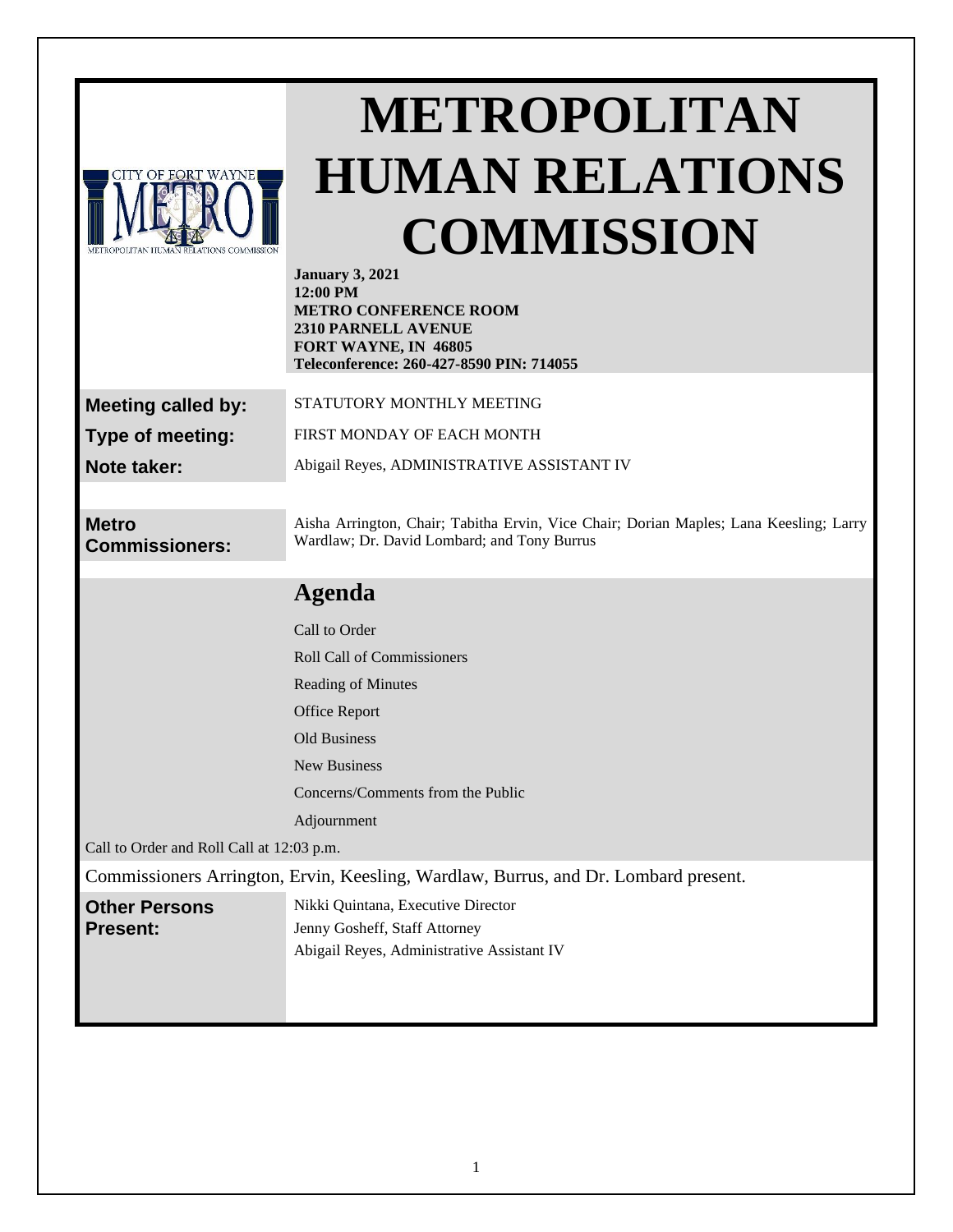# METROPOLITAN HUMAN RELATIONS COMMISSION

**January 3, 2021**
**12:00 PM**
**METRO CONFERENCE ROOM**
**2310 PARNELL AVENUE**
**FORT WAYNE, IN 46805**
**Teleconference: 260-427-8590 PIN: 714055**

**Meeting called by:** STATUTORY MONTHLY MEETING

**Type of meeting:** FIRST MONDAY OF EACH MONTH

**Note taker:** Abigail Reyes, ADMINISTRATIVE ASSISTANT IV

**Metro Commissioners:** Aisha Arrington, Chair; Tabitha Ervin, Vice Chair; Dorian Maples; Lana Keesling; Larry Wardlaw; Dr. David Lombard; and Tony Burrus

## Agenda

Call to Order

Roll Call of Commissioners

Reading of Minutes

Office Report

Old Business

New Business

Concerns/Comments from the Public

Adjournment

Call to Order and Roll Call at 12:03 p.m.

Commissioners Arrington, Ervin, Keesling, Wardlaw, Burrus, and Dr. Lombard present.

**Other Persons Present:**
Nikki Quintana, Executive Director
Jenny Gosheff, Staff Attorney
Abigail Reyes, Administrative Assistant IV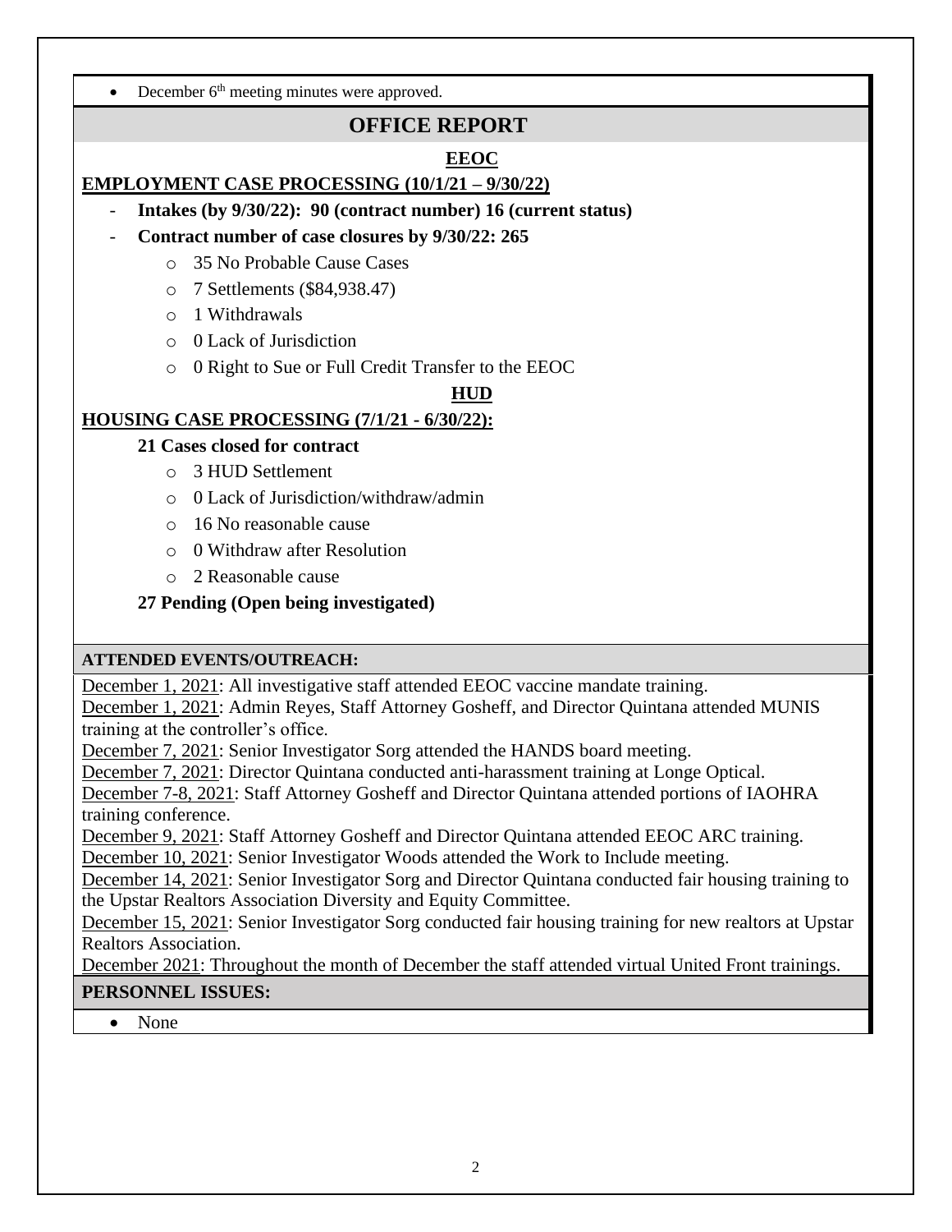- December 6th meeting minutes were approved.

## OFFICE REPORT

### EEOC

**EMPLOYMENT CASE PROCESSING (10/1/21 – 9/30/22)**

- **Intakes (by 9/30/22): 90 (contract number) 16 (current status)**
- **Contract number of case closures by 9/30/22: 265**
  - 35 No Probable Cause Cases
  - 7 Settlements ($84,938.47)
  - 1 Withdrawals
  - 0 Lack of Jurisdiction
  - 0 Right to Sue or Full Credit Transfer to the EEOC

### HUD

**HOUSING CASE PROCESSING (7/1/21 - 6/30/22):**

**21 Cases closed for contract**

- 3 HUD Settlement
- 0 Lack of Jurisdiction/withdraw/admin
- 16 No reasonable cause
- 0 Withdraw after Resolution
- 2 Reasonable cause

**27 Pending (Open being investigated)**

**ATTENDED EVENTS/OUTREACH:**

December 1, 2021: All investigative staff attended EEOC vaccine mandate training.
December 1, 2021: Admin Reyes, Staff Attorney Gosheff, and Director Quintana attended MUNIS training at the controller's office.
December 7, 2021: Senior Investigator Sorg attended the HANDS board meeting.
December 7, 2021: Director Quintana conducted anti-harassment training at Longe Optical.
December 7-8, 2021: Staff Attorney Gosheff and Director Quintana attended portions of IAOHRA training conference.
December 9, 2021: Staff Attorney Gosheff and Director Quintana attended EEOC ARC training.
December 10, 2021: Senior Investigator Woods attended the Work to Include meeting.
December 14, 2021: Senior Investigator Sorg and Director Quintana conducted fair housing training to the Upstar Realtors Association Diversity and Equity Committee.
December 15, 2021: Senior Investigator Sorg conducted fair housing training for new realtors at Upstar Realtors Association.
December 2021: Throughout the month of December the staff attended virtual United Front trainings.

**PERSONNEL ISSUES:**

- None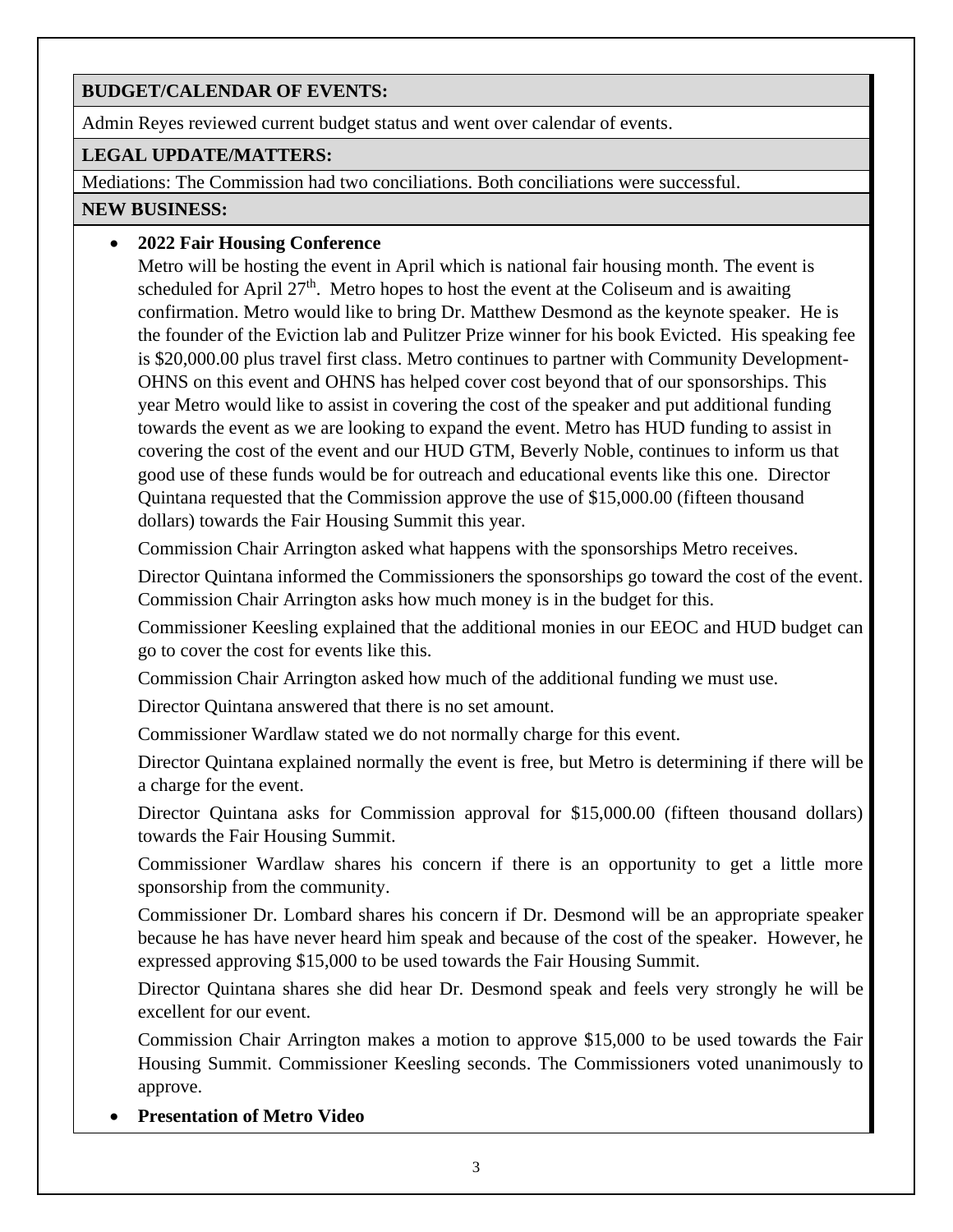**BUDGET/CALENDAR OF EVENTS:**

Admin Reyes reviewed current budget status and went over calendar of events.

**LEGAL UPDATE/MATTERS:**

Mediations: The Commission had two conciliations. Both conciliations were successful.

**NEW BUSINESS:**

- **2022 Fair Housing Conference**

  Metro will be hosting the event in April which is national fair housing month. The event is scheduled for April 27th. Metro hopes to host the event at the Coliseum and is awaiting confirmation. Metro would like to bring Dr. Matthew Desmond as the keynote speaker. He is the founder of the Eviction lab and Pulitzer Prize winner for his book Evicted. His speaking fee is $20,000.00 plus travel first class. Metro continues to partner with Community Development-OHNS on this event and OHNS has helped cover cost beyond that of our sponsorships. This year Metro would like to assist in covering the cost of the speaker and put additional funding towards the event as we are looking to expand the event. Metro has HUD funding to assist in covering the cost of the event and our HUD GTM, Beverly Noble, continues to inform us that good use of these funds would be for outreach and educational events like this one. Director Quintana requested that the Commission approve the use of $15,000.00 (fifteen thousand dollars) towards the Fair Housing Summit this year.

  Commission Chair Arrington asked what happens with the sponsorships Metro receives.

  Director Quintana informed the Commissioners the sponsorships go toward the cost of the event. Commission Chair Arrington asks how much money is in the budget for this.

  Commissioner Keesling explained that the additional monies in our EEOC and HUD budget can go to cover the cost for events like this.

  Commission Chair Arrington asked how much of the additional funding we must use.

  Director Quintana answered that there is no set amount.

  Commissioner Wardlaw stated we do not normally charge for this event.

  Director Quintana explained normally the event is free, but Metro is determining if there will be a charge for the event.

  Director Quintana asks for Commission approval for $15,000.00 (fifteen thousand dollars) towards the Fair Housing Summit.

  Commissioner Wardlaw shares his concern if there is an opportunity to get a little more sponsorship from the community.

  Commissioner Dr. Lombard shares his concern if Dr. Desmond will be an appropriate speaker because he has have never heard him speak and because of the cost of the speaker. However, he expressed approving $15,000 to be used towards the Fair Housing Summit.

  Director Quintana shares she did hear Dr. Desmond speak and feels very strongly he will be excellent for our event.

  Commission Chair Arrington makes a motion to approve $15,000 to be used towards the Fair Housing Summit. Commissioner Keesling seconds. The Commissioners voted unanimously to approve.

- **Presentation of Metro Video**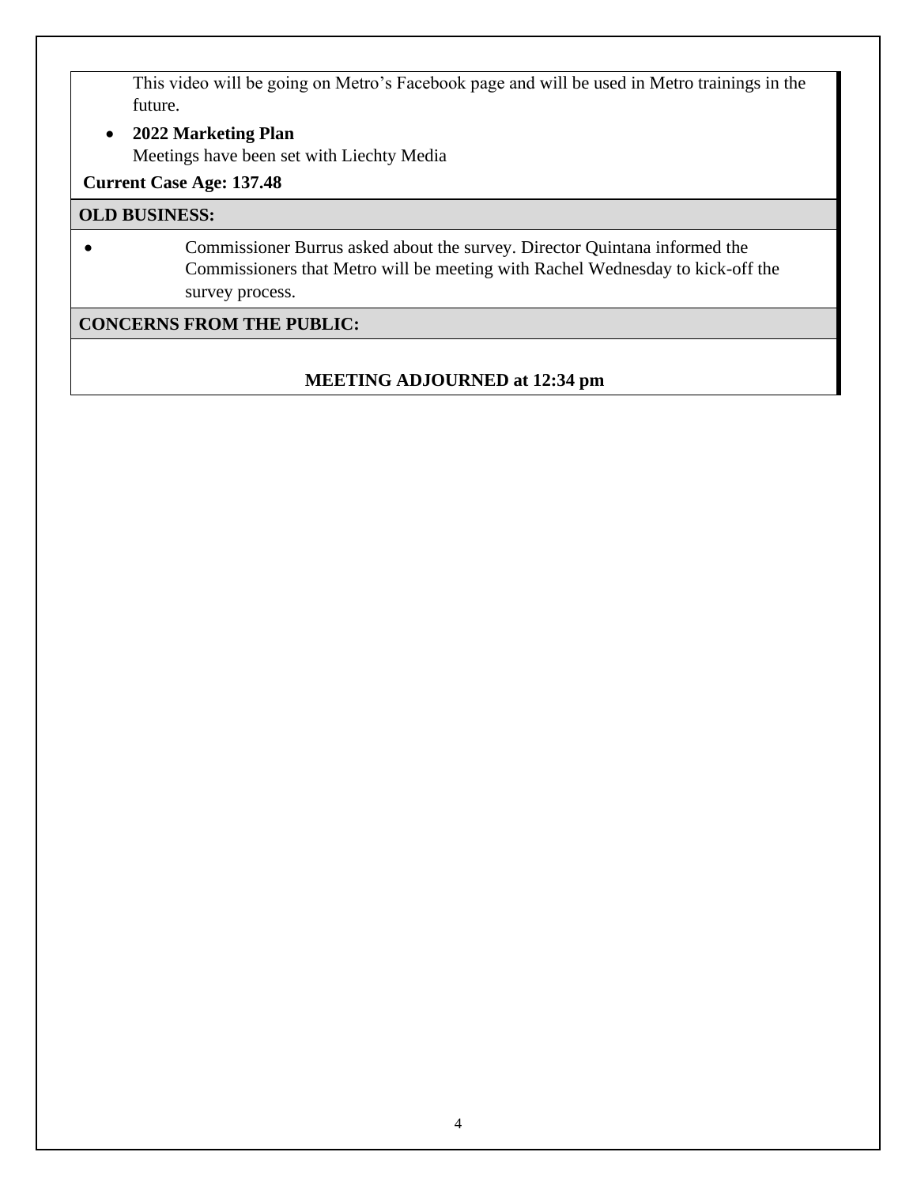This video will be going on Metro's Facebook page and will be used in Metro trainings in the future.

- **2022 Marketing Plan**
  Meetings have been set with Liechty Media

**Current Case Age: 137.48**

**OLD BUSINESS:**

- Commissioner Burrus asked about the survey. Director Quintana informed the Commissioners that Metro will be meeting with Rachel Wednesday to kick-off the survey process.

**CONCERNS FROM THE PUBLIC:**

**MEETING ADJOURNED at 12:34 pm**